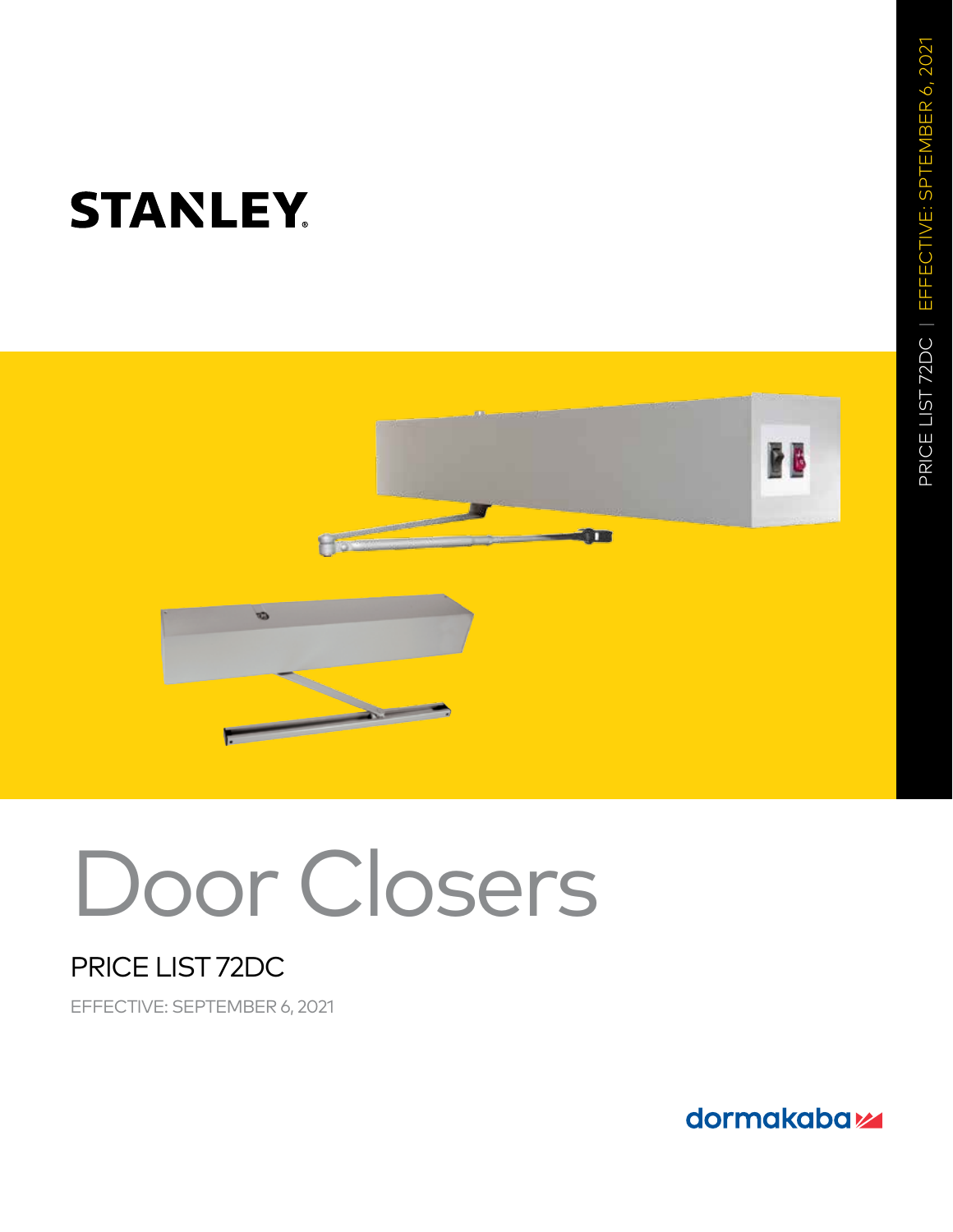STANLEY

# Door Closers

## PRICE LIST 72DC

EFFECTIVE: SEPTEMBER 6, 2021

PRICE LIST 72DC | EFFECTIVE: SPTEMBER 6, 2021

dormakaba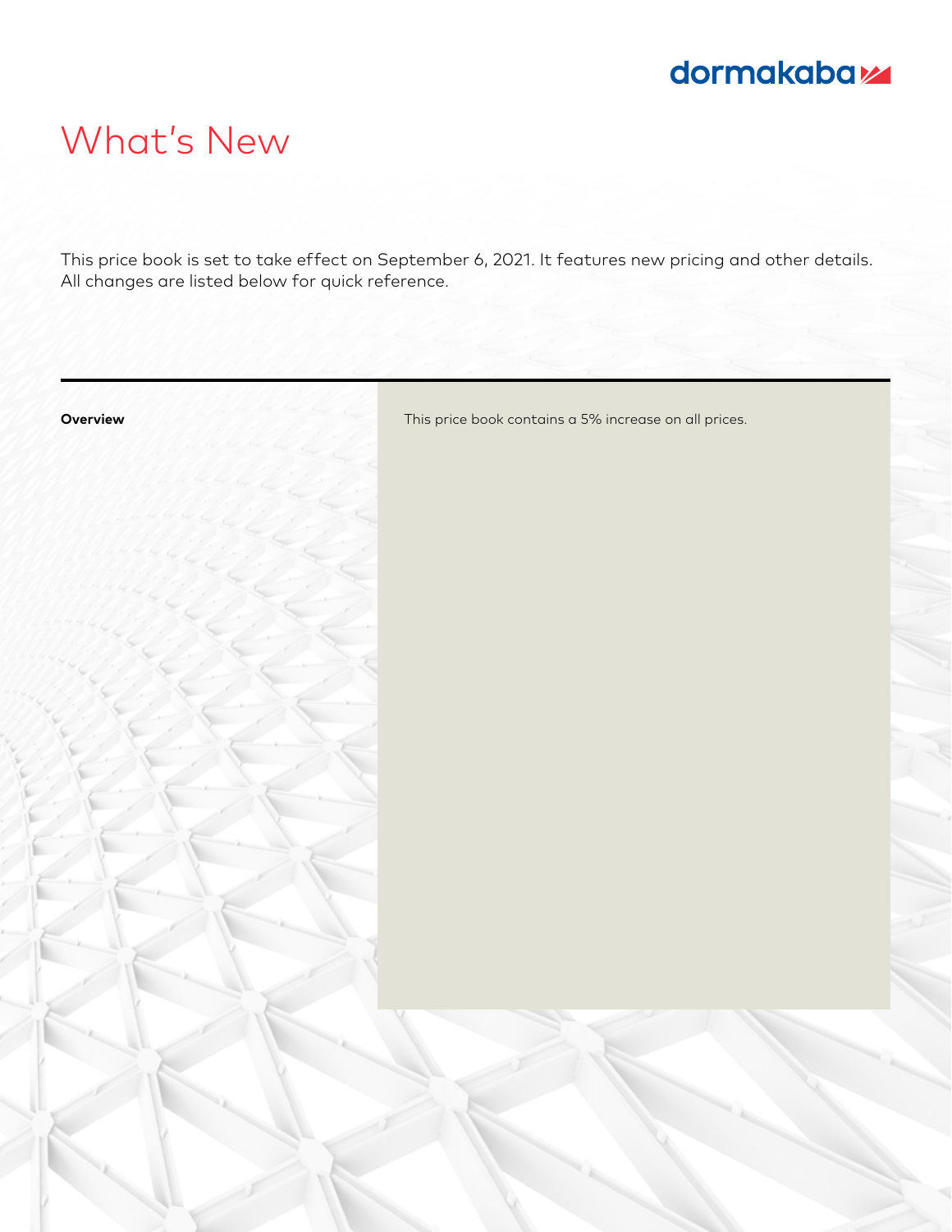# What's New

This price book is set to take effect on September 6, 2021. It features new pricing and other details. All changes are listed below for quick reference.

| **Overview** | This price book contains a 5% increase on all prices. |
| --- | --- |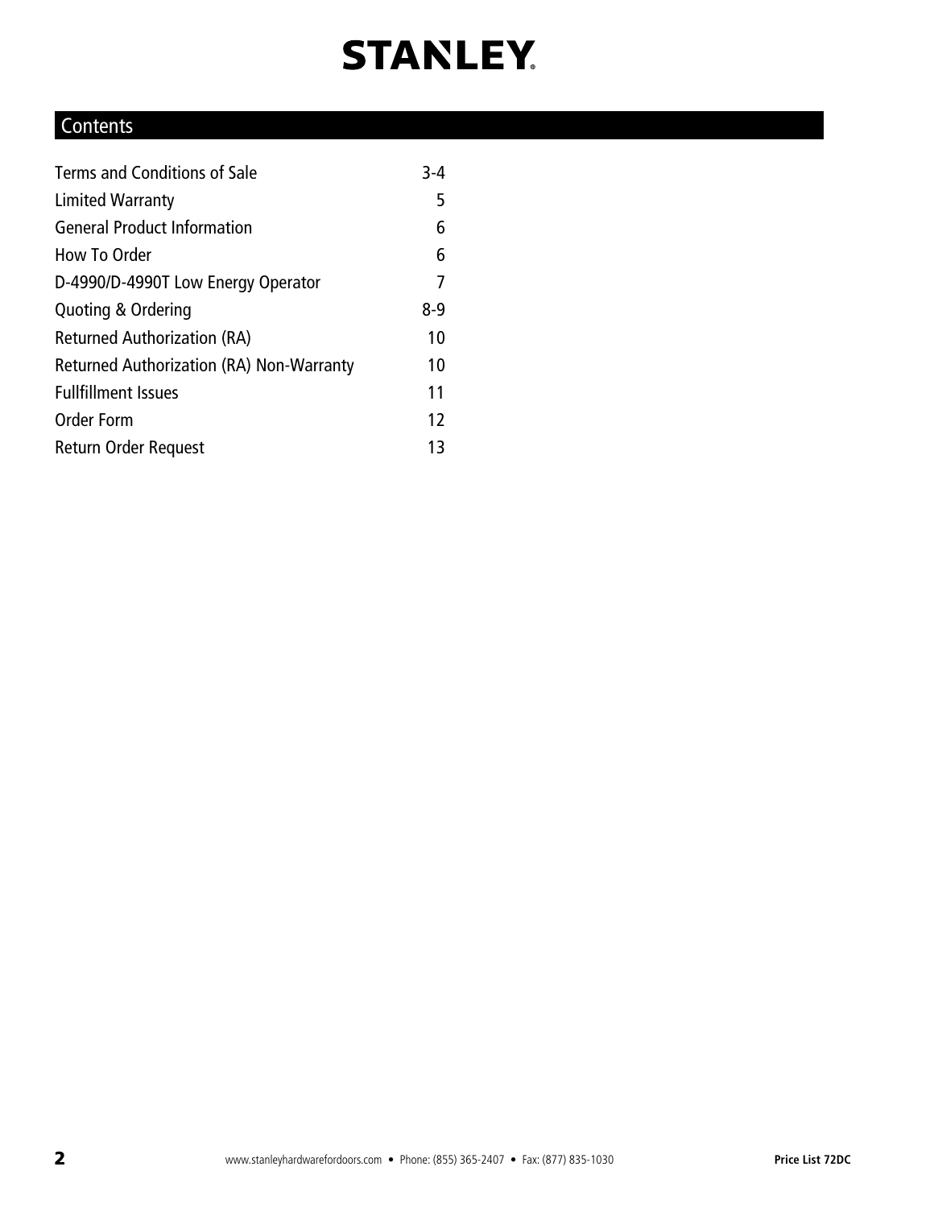# STANLEY

## Contents

| | |
|---|---|
| Terms and Conditions of Sale | 3-4 |
| Limited Warranty | 5 |
| General Product Information | 6 |
| How To Order | 6 |
| D-4990/D-4990T Low Energy Operator | 7 |
| Quoting & Ordering | 8-9 |
| Returned Authorization (RA) | 10 |
| Returned Authorization (RA) Non-Warranty | 10 |
| Fullfillment Issues | 11 |
| Order Form | 12 |
| Return Order Request | 13 |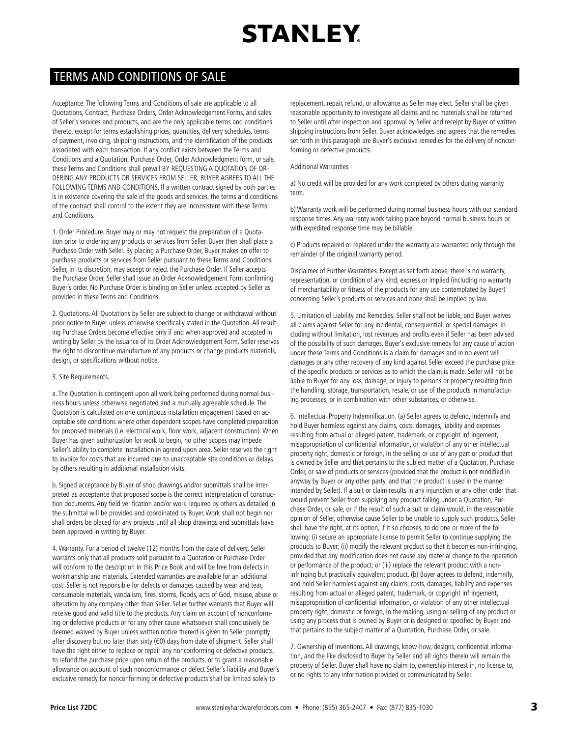# STANLEY

## TERMS AND CONDITIONS OF SALE

Acceptance. The following Terms and Conditions of sale are applicable to all Quotations, Contract, Purchase Orders, Order Acknowledgement Forms, and sales of Seller's services and products, and are the only applicable terms and conditions thereto, except for terms establishing prices, quantities, delivery schedules, terms of payment, invoicing, shipping instructions, and the identification of the products associated with each transaction. If any conflict exists between the Terms and Conditions and a Quotation, Purchase Order, Order Acknowledgment form, or sale, these Terms and Conditions shall prevail BY REQUESTING A QUOTATION OF ORDERING ANY PRODUCTS OR SERVICES FROM SELLER, BUYER AGREES TO ALL THE FOLLOWING TERMS AND CONDITIONS. If a written contract signed by both parties is in existence covering the sale of the goods and services, the terms and conditions of the contract shall control to the extent they are inconsistent with these Terms and Conditions.

1. Order Procedure. Buyer may or may not request the preparation of a Quotation prior to ordering any products or services from Seller. Buyer then shall place a Purchase Order with Seller. By placing a Purchase Order, Buyer makes an offer to purchase products or services from Seller pursuant to these Terms and Conditions. Seller, in its discretion, may accept or reject the Purchase Order. If Seller accepts the Purchase Order, Seller shall issue an Order Acknowledgement Form confirming Buyer's order. No Purchase Order is binding on Seller unless accepted by Seller as provided in these Terms and Conditions.

2. Quotations. All Quotations by Seller are subject to change or withdrawal without prior notice to Buyer unless otherwise specifically stated in the Quotation. All resulting Purchase Orders become effective only if and when approved and accepted in writing by Seller by the issuance of its Order Acknowledgement Form. Seller reserves the right to discontinue manufacture of any products or change products materials, design, or specifications without notice.

3. Site Requirements.

a. The Quotation is contingent upon all work being performed during normal business hours unless otherwise negotiated and a mutually agreeable schedule. The Quotation is calculated on one continuous installation engagement based on acceptable site conditions where other dependent scopes have completed preparation for proposed materials (i.e. electrical work, floor work, adjacent construction). When Buyer has given authorization for work to begin, no other scopes may impede Seller's ability to complete installation in agreed upon area. Seller reserves the right to invoice for costs that are incurred due to unacceptable site conditions or delays by others resulting in additional installation visits.

b. Signed acceptance by Buyer of shop drawings and/or submittals shall be interpreted as acceptance that proposed scope is the correct interpretation of construction documents. Any field verification and/or work required by others as detailed in the submittal will be provided and coordinated by Buyer. Work shall not begin nor shall orders be placed for any projects until all shop drawings and submittals have been approved in writing by Buyer.

4. Warranty. For a period of twelve (12) months from the date of delivery, Seller warrants only that all products sold pursuant to a Quotation or Purchase Order will conform to the description in this Price Book and will be free from defects in workmanship and materials. Extended warranties are available for an additional cost. Seller is not responsible for defects or damages caused by wear and tear, consumable materials, vandalism, fires, storms, floods, acts of God, misuse, abuse or alteration by any company other than Seller. Seller further warrants that Buyer will receive good and valid title to the products. Any claim on account of nonconforming or defective products or for any other cause whatsoever shall conclusively be deemed waived by Buyer unless written notice thereof is given to Seller promptly after discovery but no later than sixty (60) days from date of shipment. Seller shall have the right either to replace or repair any nonconforming or defective products, to refund the purchase price upon return of the products, or to grant a reasonable allowance on account of such nonconformance or defect Seller's liability and Buyer's exclusive remedy for nonconforming or defective products shall be limited solely to replacement, repair, refund, or allowance as Seller may elect. Seller shall be given reasonable opportunity to investigate all claims and no materials shall be returned to Seller until after inspection and approval by Seller and receipt by Buyer of written shipping instructions from Seller. Buyer acknowledges and agrees that the remedies set forth in this paragraph are Buyer's exclusive remedies for the delivery of nonconforming or defective products.

Additional Warranties

a) No credit will be provided for any work completed by others during warranty term.

b) Warranty work will be performed during normal business hours with our standard response times. Any warranty work taking place beyond normal business hours or with expedited response time may be billable.

c) Products repaired or replaced under the warranty are warranted only through the remainder of the original warranty period.

Disclaimer of Further Warranties. Except as set forth above, there is no warranty, representation, or condition of any kind, express or implied (including no warranty of merchantability or fitness of the products for any use contemplated by Buyer) concerning Seller's products or services and none shall be implied by law.

5. Limitation of Liability and Remedies. Seller shall not be liable, and Buyer waives all claims against Seller for any incidental, consequential, or special damages, including without limitation, lost revenues and profits even if Seller has been advised of the possibility of such damages. Buyer's exclusive remedy for any cause of action under these Terms and Conditions is a claim for damages and in no event will damages or any other recovery of any kind against Seller exceed the purchase price of the specific products or services as to which the claim is made. Seller will not be liable to Buyer for any loss, damage, or injury to persons or property resulting from the handling, storage, transportation, resale, or use of the products in manufacturing processes, or in combination with other substances, or otherwise.

6. Intellectual Property Indemnification. (a) Seller agrees to defend, indemnify and hold Buyer harmless against any claims, costs, damages, liability and expenses resulting from actual or alleged patent, trademark, or copyright infringement, misappropriation of confidential information, or violation of any other intellectual property right, domestic or foreign, in the selling or use of any part or product that is owned by Seller and that pertains to the subject matter of a Quotation, Purchase Order, or sale of products or services (provided that the product is not modified in anyway by Buyer or any other party, and that the product is used in the manner intended by Seller). If a suit or claim results in any injunction or any other order that would prevent Seller from supplying any product falling under a Quotation, Purchase Order, or sale, or if the result of such a suit or claim would, in the reasonable opinion of Seller, otherwise cause Seller to be unable to supply such products, Seller shall have the right, at its option, if it so chooses, to do one or more of the following: (i) secure an appropriate license to permit Seller to continue supplying the products to Buyer; (ii) modify the relevant product so that it becomes non-infringing, provided that any modification does not cause any material change to the operation or performance of the product; or (iii) replace the relevant product with a non-infringing but practically equivalent product. (b) Buyer agrees to defend, indemnify, and hold Seller harmless against any claims, costs, damages, liability and expenses resulting from actual or alleged patent, trademark, or copyright infringement, misappropriation of confidential information, or violation of any other intellectual property right, domestic or foreign, in the making, using or selling of any product or using any process that is owned by Buyer or is designed or specified by Buyer and that pertains to the subject matter of a Quotation, Purchase Order, or sale.

7. Ownership of Inventions. All drawings, know-how, designs, confidential information, and the like disclosed to Buyer by Seller and all rights therein will remain the property of Seller. Buyer shall have no claim to, ownership interest in, no license to, or no rights to any information provided or communicated by Seller.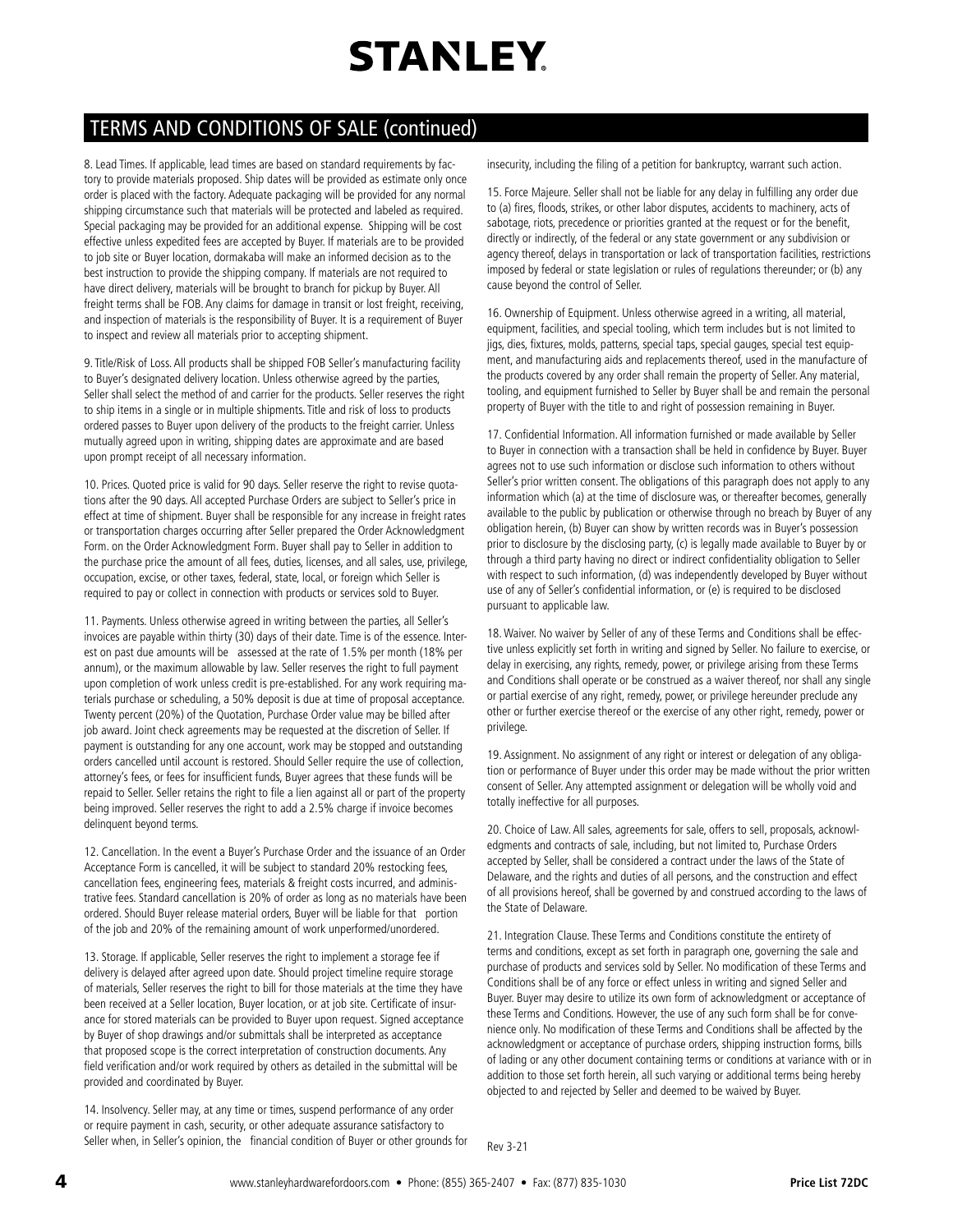# STANLEY

## TERMS AND CONDITIONS OF SALE (continued)

8. Lead Times. If applicable, lead times are based on standard requirements by factory to provide materials proposed. Ship dates will be provided as estimate only once order is placed with the factory. Adequate packaging will be provided for any normal shipping circumstance such that materials will be protected and labeled as required. Special packaging may be provided for an additional expense. Shipping will be cost effective unless expedited fees are accepted by Buyer. If materials are to be provided to job site or Buyer location, dormakaba will make an informed decision as to the best instruction to provide the shipping company. If materials are not required to have direct delivery, materials will be brought to branch for pickup by Buyer. All freight terms shall be FOB. Any claims for damage in transit or lost freight, receiving, and inspection of materials is the responsibility of Buyer. It is a requirement of Buyer to inspect and review all materials prior to accepting shipment.

9. Title/Risk of Loss. All products shall be shipped FOB Seller's manufacturing facility to Buyer's designated delivery location. Unless otherwise agreed by the parties, Seller shall select the method of and carrier for the products. Seller reserves the right to ship items in a single or in multiple shipments. Title and risk of loss to products ordered passes to Buyer upon delivery of the products to the freight carrier. Unless mutually agreed upon in writing, shipping dates are approximate and are based upon prompt receipt of all necessary information.

10. Prices. Quoted price is valid for 90 days. Seller reserve the right to revise quotations after the 90 days. All accepted Purchase Orders are subject to Seller's price in effect at time of shipment. Buyer shall be responsible for any increase in freight rates or transportation charges occurring after Seller prepared the Order Acknowledgment Form. on the Order Acknowledgment Form. Buyer shall pay to Seller in addition to the purchase price the amount of all fees, duties, licenses, and all sales, use, privilege, occupation, excise, or other taxes, federal, state, local, or foreign which Seller is required to pay or collect in connection with products or services sold to Buyer.

11. Payments. Unless otherwise agreed in writing between the parties, all Seller's invoices are payable within thirty (30) days of their date. Time is of the essence. Interest on past due amounts will be assessed at the rate of 1.5% per month (18% per annum), or the maximum allowable by law. Seller reserves the right to full payment upon completion of work unless credit is pre-established. For any work requiring materials purchase or scheduling, a 50% deposit is due at time of proposal acceptance. Twenty percent (20%) of the Quotation, Purchase Order value may be billed after job award. Joint check agreements may be requested at the discretion of Seller. If payment is outstanding for any one account, work may be stopped and outstanding orders cancelled until account is restored. Should Seller require the use of collection, attorney's fees, or fees for insufficient funds, Buyer agrees that these funds will be repaid to Seller. Seller retains the right to file a lien against all or part of the property being improved. Seller reserves the right to add a 2.5% charge if invoice becomes delinquent beyond terms.

12. Cancellation. In the event a Buyer's Purchase Order and the issuance of an Order Acceptance Form is cancelled, it will be subject to standard 20% restocking fees, cancellation fees, engineering fees, materials & freight costs incurred, and administrative fees. Standard cancellation is 20% of order as long as no materials have been ordered. Should Buyer release material orders, Buyer will be liable for that portion of the job and 20% of the remaining amount of work unperformed/unordered.

13. Storage. If applicable, Seller reserves the right to implement a storage fee if delivery is delayed after agreed upon date. Should project timeline require storage of materials, Seller reserves the right to bill for those materials at the time they have been received at a Seller location, Buyer location, or at job site. Certificate of insurance for stored materials can be provided to Buyer upon request. Signed acceptance by Buyer of shop drawings and/or submittals shall be interpreted as acceptance that proposed scope is the correct interpretation of construction documents. Any field verification and/or work required by others as detailed in the submittal will be provided and coordinated by Buyer.

14. Insolvency. Seller may, at any time or times, suspend performance of any order or require payment in cash, security, or other adequate assurance satisfactory to Seller when, in Seller's opinion, the financial condition of Buyer or other grounds for insecurity, including the filing of a petition for bankruptcy, warrant such action.

15. Force Majeure. Seller shall not be liable for any delay in fulfilling any order due to (a) fires, floods, strikes, or other labor disputes, accidents to machinery, acts of sabotage, riots, precedence or priorities granted at the request or for the benefit, directly or indirectly, of the federal or any state government or any subdivision or agency thereof, delays in transportation or lack of transportation facilities, restrictions imposed by federal or state legislation or rules of regulations thereunder; or (b) any cause beyond the control of Seller.

16. Ownership of Equipment. Unless otherwise agreed in a writing, all material, equipment, facilities, and special tooling, which term includes but is not limited to jigs, dies, fixtures, molds, patterns, special taps, special gauges, special test equipment, and manufacturing aids and replacements thereof, used in the manufacture of the products covered by any order shall remain the property of Seller. Any material, tooling, and equipment furnished to Seller by Buyer shall be and remain the personal property of Buyer with the title to and right of possession remaining in Buyer.

17. Confidential Information. All information furnished or made available by Seller to Buyer in connection with a transaction shall be held in confidence by Buyer. Buyer agrees not to use such information or disclose such information to others without Seller's prior written consent. The obligations of this paragraph does not apply to any information which (a) at the time of disclosure was, or thereafter becomes, generally available to the public by publication or otherwise through no breach by Buyer of any obligation herein, (b) Buyer can show by written records was in Buyer's possession prior to disclosure by the disclosing party, (c) is legally made available to Buyer by or through a third party having no direct or indirect confidentiality obligation to Seller with respect to such information, (d) was independently developed by Buyer without use of any of Seller's confidential information, or (e) is required to be disclosed pursuant to applicable law.

18. Waiver. No waiver by Seller of any of these Terms and Conditions shall be effective unless explicitly set forth in writing and signed by Seller. No failure to exercise, or delay in exercising, any rights, remedy, power, or privilege arising from these Terms and Conditions shall operate or be construed as a waiver thereof, nor shall any single or partial exercise of any right, remedy, power, or privilege hereunder preclude any other or further exercise thereof or the exercise of any other right, remedy, power or privilege.

19. Assignment. No assignment of any right or interest or delegation of any obligation or performance of Buyer under this order may be made without the prior written consent of Seller. Any attempted assignment or delegation will be wholly void and totally ineffective for all purposes.

20. Choice of Law. All sales, agreements for sale, offers to sell, proposals, acknowledgments and contracts of sale, including, but not limited to, Purchase Orders accepted by Seller, shall be considered a contract under the laws of the State of Delaware, and the rights and duties of all persons, and the construction and effect of all provisions hereof, shall be governed by and construed according to the laws of the State of Delaware.

21. Integration Clause. These Terms and Conditions constitute the entirety of terms and conditions, except as set forth in paragraph one, governing the sale and purchase of products and services sold by Seller. No modification of these Terms and Conditions shall be of any force or effect unless in writing and signed Seller and Buyer. Buyer may desire to utilize its own form of acknowledgment or acceptance of these Terms and Conditions. However, the use of any such form shall be for convenience only. No modification of these Terms and Conditions shall be affected by the acknowledgment or acceptance of purchase orders, shipping instruction forms, bills of lading or any other document containing terms or conditions at variance with or in addition to those set forth herein, all such varying or additional terms being hereby objected to and rejected by Seller and deemed to be waived by Buyer.

Rev 3-21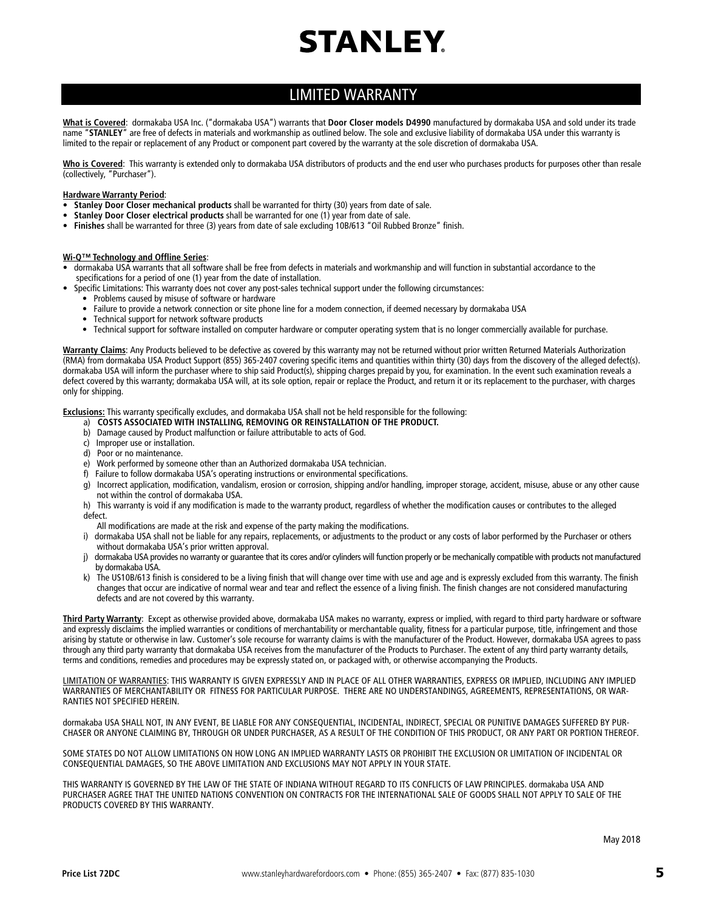# STANLEY

## LIMITED WARRANTY

**What is Covered**: dormakaba USA Inc. ("dormakaba USA") warrants that **Door Closer models D4990** manufactured by dormakaba USA and sold under its trade name "**STANLEY**" are free of defects in materials and workmanship as outlined below. The sole and exclusive liability of dormakaba USA under this warranty is limited to the repair or replacement of any Product or component part covered by the warranty at the sole discretion of dormakaba USA.

**Who is Covered**: This warranty is extended only to dormakaba USA distributors of products and the end user who purchases products for purposes other than resale (collectively, "Purchaser").

**Hardware Warranty Period**:

- **Stanley Door Closer mechanical products** shall be warranted for thirty (30) years from date of sale.
- **Stanley Door Closer electrical products** shall be warranted for one (1) year from date of sale.
- **Finishes** shall be warranted for three (3) years from date of sale excluding 10B/613 "Oil Rubbed Bronze" finish.

**Wi-Q™ Technology and Offline Series**:

- dormakaba USA warrants that all software shall be free from defects in materials and workmanship and will function in substantial accordance to the specifications for a period of one (1) year from the date of installation.
- Specific Limitations: This warranty does not cover any post-sales technical support under the following circumstances:
  - Problems caused by misuse of software or hardware
  - Failure to provide a network connection or site phone line for a modem connection, if deemed necessary by dormakaba USA
  - Technical support for network software products
  - Technical support for software installed on computer hardware or computer operating system that is no longer commercially available for purchase.

**Warranty Claims**: Any Products believed to be defective as covered by this warranty may not be returned without prior written Returned Materials Authorization (RMA) from dormakaba USA Product Support (855) 365-2407 covering specific items and quantities within thirty (30) days from the discovery of the alleged defect(s). dormakaba USA will inform the purchaser where to ship said Product(s), shipping charges prepaid by you, for examination. In the event such examination reveals a defect covered by this warranty; dormakaba USA will, at its sole option, repair or replace the Product, and return it or its replacement to the purchaser, with charges only for shipping.

**Exclusions:** This warranty specifically excludes, and dormakaba USA shall not be held responsible for the following:

a) **COSTS ASSOCIATED WITH INSTALLING, REMOVING OR REINSTALLATION OF THE PRODUCT.**
b) Damage caused by Product malfunction or failure attributable to acts of God.
c) Improper use or installation.
d) Poor or no maintenance.
e) Work performed by someone other than an Authorized dormakaba USA technician.
f) Failure to follow dormakaba USA's operating instructions or environmental specifications.
g) Incorrect application, modification, vandalism, erosion or corrosion, shipping and/or handling, improper storage, accident, misuse, abuse or any other cause not within the control of dormakaba USA.
h) This warranty is void if any modification is made to the warranty product, regardless of whether the modification causes or contributes to the alleged defect.
   All modifications are made at the risk and expense of the party making the modifications.
i) dormakaba USA shall not be liable for any repairs, replacements, or adjustments to the product or any costs of labor performed by the Purchaser or others without dormakaba USA's prior written approval.
j) dormakaba USA provides no warranty or guarantee that its cores and/or cylinders will function properly or be mechanically compatible with products not manufactured by dormakaba USA.
k) The US10B/613 finish is considered to be a living finish that will change over time with use and age and is expressly excluded from this warranty. The finish changes that occur are indicative of normal wear and tear and reflect the essence of a living finish. The finish changes are not considered manufacturing defects and are not covered by this warranty.

**Third Party Warranty**: Except as otherwise provided above, dormakaba USA makes no warranty, express or implied, with regard to third party hardware or software and expressly disclaims the implied warranties or conditions of merchantability or merchantable quality, fitness for a particular purpose, title, infringement and those arising by statute or otherwise in law. Customer's sole recourse for warranty claims is with the manufacturer of the Product. However, dormakaba USA agrees to pass through any third party warranty that dormakaba USA receives from the manufacturer of the Products to Purchaser. The extent of any third party warranty details, terms and conditions, remedies and procedures may be expressly stated on, or packaged with, or otherwise accompanying the Products.

LIMITATION OF WARRANTIES: THIS WARRANTY IS GIVEN EXPRESSLY AND IN PLACE OF ALL OTHER WARRANTIES, EXPRESS OR IMPLIED, INCLUDING ANY IMPLIED WARRANTIES OF MERCHANTABILITY OR FITNESS FOR PARTICULAR PURPOSE. THERE ARE NO UNDERSTANDINGS, AGREEMENTS, REPRESENTATIONS, OR WARRANTIES NOT SPECIFIED HEREIN.

dormakaba USA SHALL NOT, IN ANY EVENT, BE LIABLE FOR ANY CONSEQUENTIAL, INCIDENTAL, INDIRECT, SPECIAL OR PUNITIVE DAMAGES SUFFERED BY PURCHASER OR ANYONE CLAIMING BY, THROUGH OR UNDER PURCHASER, AS A RESULT OF THE CONDITION OF THIS PRODUCT, OR ANY PART OR PORTION THEREOF.

SOME STATES DO NOT ALLOW LIMITATIONS ON HOW LONG AN IMPLIED WARRANTY LASTS OR PROHIBIT THE EXCLUSION OR LIMITATION OF INCIDENTAL OR CONSEQUENTIAL DAMAGES, SO THE ABOVE LIMITATION AND EXCLUSIONS MAY NOT APPLY IN YOUR STATE.

THIS WARRANTY IS GOVERNED BY THE LAW OF THE STATE OF INDIANA WITHOUT REGARD TO ITS CONFLICTS OF LAW PRINCIPLES. dormakaba USA AND PURCHASER AGREE THAT THE UNITED NATIONS CONVENTION ON CONTRACTS FOR THE INTERNATIONAL SALE OF GOODS SHALL NOT APPLY TO SALE OF THE PRODUCTS COVERED BY THIS WARRANTY.

May 2018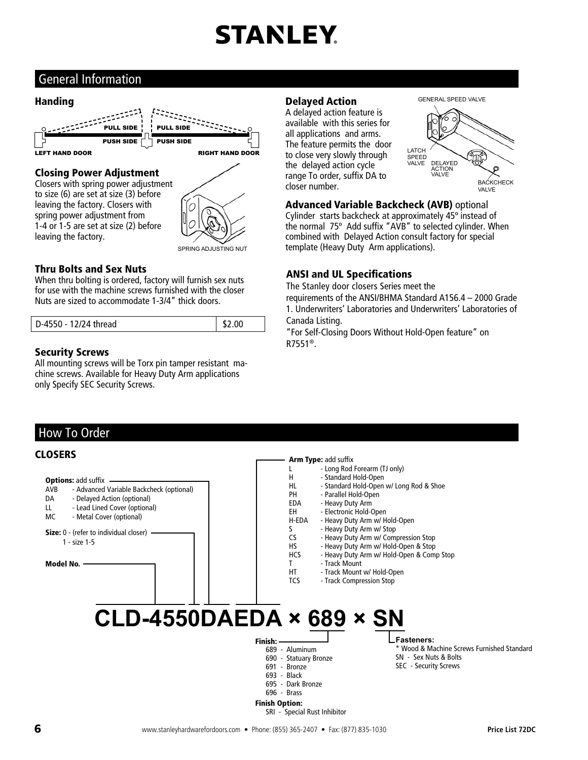# STANLEY

## General Information

### Handing

PULL SIDE | PULL SIDE
PUSH SIDE | PUSH SIDE

LEFT HAND DOOR — RIGHT HAND DOOR

### Closing Power Adjustment

Closers with spring power adjustment to size (6) are set at size (3) before leaving the factory. Closers with spring power adjustment from 1-4 or 1-5 are set at size (2) before leaving the factory.

SPRING ADJUSTING NUT

### Thru Bolts and Sex Nuts

When thru bolting is ordered, factory will furnish sex nuts for use with the machine screws furnished with the closer Nuts are sized to accommodate 1-3/4" thick doors.

| D-4550 - 12/24 thread | $2.00 |
|---|---|

### Security Screws

All mounting screws will be Torx pin tamper resistant machine screws. Available for Heavy Duty Arm applications only Specify SEC Security Screws.

### Delayed Action

A delayed action feature is available with this series for all applications and arms. The feature permits the door to close very slowly through the delayed action cycle range To order, suffix DA to closer number.

GENERAL SPEED VALVE
LATCH SPEED VALVE
DELAYED ACTION VALVE
BACKCHECK VALVE

### Advanced Variable Backcheck (AVB) optional

Cylinder starts backcheck at approximately 45º instead of the normal 75º Add suffix "AVB" to selected cylinder. When combined with Delayed Action consult factory for special template (Heavy Duty Arm applications).

### ANSI and UL Specifications

The Stanley door closers Series meet the requirements of the ANSI/BHMA Standard A156.4 – 2000 Grade 1. Underwriters' Laboratories and Underwriters' Laboratories of Canada Listing.

"For Self-Closing Doors Without Hold-Open feature" on R7551®.

## How To Order

### CLOSERS

**Options:** add suffix
- AVB - Advanced Variable Backcheck (optional)
- DA - Delayed Action (optional)
- LL - Lead Lined Cover (optional)
- MC - Metal Cover (optional)

**Size:** 0 - (refer to individual closer)
- 1 - size 1-5

**Model No.**

**Arm Type:** add suffix
- L - Long Rod Forearm (TJ only)
- H - Standard Hold-Open
- HL - Standard Hold-Open w/ Long Rod & Shoe
- PH - Parallel Hold-Open
- EDA - Heavy Duty Arm
- EH - Electronic Hold-Open
- H-EDA - Heavy Duty Arm w/ Hold-Open
- S - Heavy Duty Arm w/ Stop
- CS - Heavy Duty Arm w/ Compression Stop
- HS - Heavy Duty Arm w/ Hold-Open & Stop
- HCS - Heavy Duty Arm w/ Hold-Open & Comp Stop
- T - Track Mount
- HT - Track Mount w/ Hold-Open
- TCS - Track Compression Stop

**CLD-4550DAEDA × 689 × SN**

**Finish:**
- 689 - Aluminum
- 690 - Statuary Bronze
- 691 - Bronze
- 693 - Black
- 695 - Dark Bronze
- 696 - Brass

**Finish Option:**
- SRI - Special Rust Inhibitor

**Fasteners:**
- * Wood & Machine Screws Furnished Standard
- SN - Sex Nuts & Bolts
- SEC - Security Screws

www.stanleyhardwarefordoors.com • Phone: (855) 365-2407 • Fax: (877) 835-1030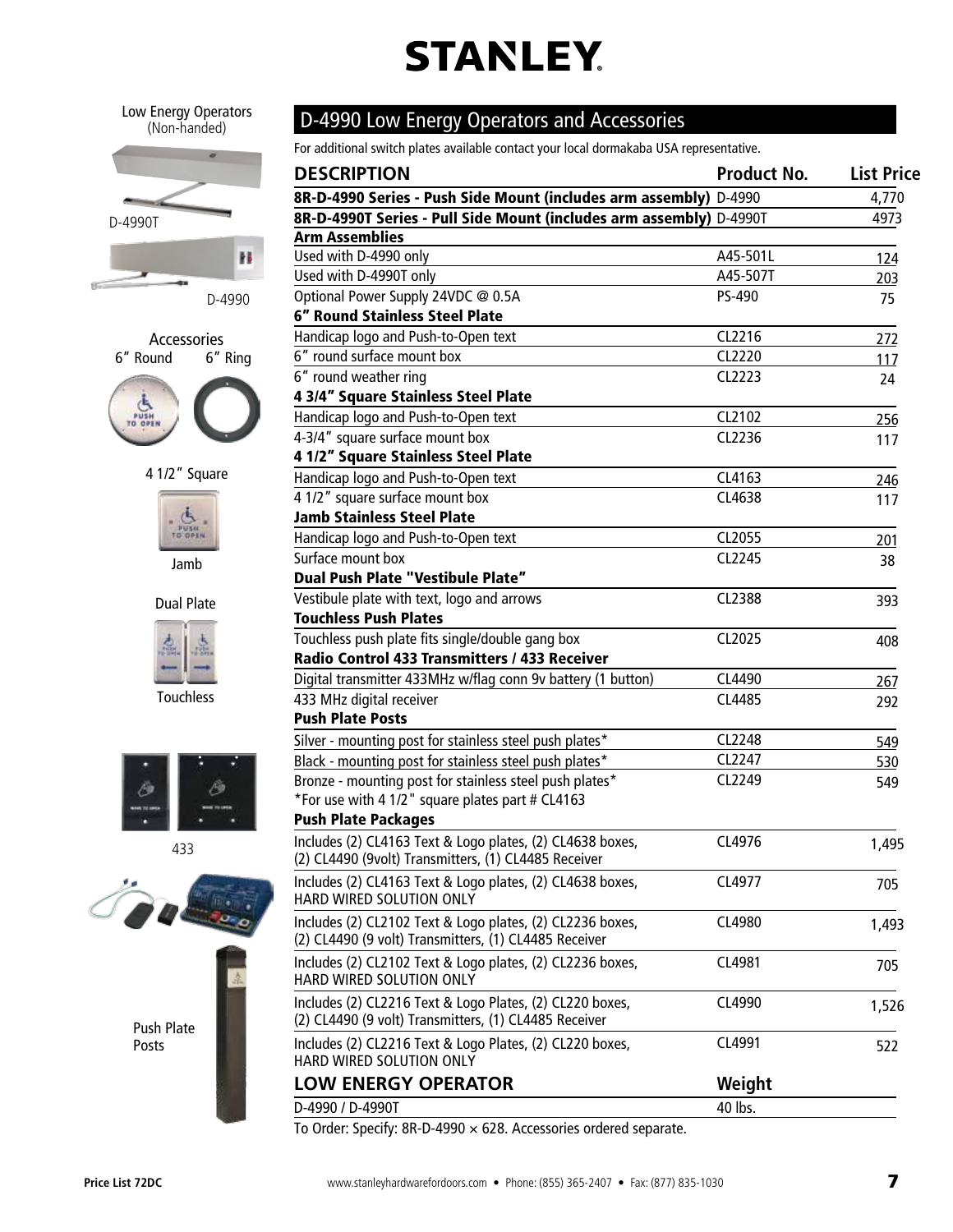# STANLEY

Low Energy Operators (Non-handed)

D-4990T

D-4990

Accessories

6" Round 6" Ring

4 1/2" Square

Jamb

Dual Plate

Touchless

433

Push Plate Posts

## D-4990 Low Energy Operators and Accessories

For additional switch plates available contact your local dormakaba USA representative.

| DESCRIPTION | Product No. | List Price |
|---|---|---|
| **8R-D-4990 Series - Push Side Mount (includes arm assembly)** | D-4990 | 4,770 |
| **8R-D-4990T Series - Pull Side Mount (includes arm assembly)** | D-4990T | 4973 |
| **Arm Assemblies** | | |
| Used with D-4990 only | A45-501L | 124 |
| Used with D-4990T only | A45-507T | 203 |
| Optional Power Supply 24VDC @ 0.5A | PS-490 | 75 |
| **6" Round Stainless Steel Plate** | | |
| Handicap logo and Push-to-Open text | CL2216 | 272 |
| 6" round surface mount box | CL2220 | 117 |
| 6" round weather ring | CL2223 | 24 |
| **4 3/4" Square Stainless Steel Plate** | | |
| Handicap logo and Push-to-Open text | CL2102 | 256 |
| 4-3/4" square surface mount box | CL2236 | 117 |
| **4 1/2" Square Stainless Steel Plate** | | |
| Handicap logo and Push-to-Open text | CL4163 | 246 |
| 4 1/2" square surface mount box | CL4638 | 117 |
| **Jamb Stainless Steel Plate** | | |
| Handicap logo and Push-to-Open text | CL2055 | 201 |
| Surface mount box | CL2245 | 38 |
| **Dual Push Plate "Vestibule Plate"** | | |
| Vestibule plate with text, logo and arrows | CL2388 | 393 |
| **Touchless Push Plates** | | |
| Touchless push plate fits single/double gang box | CL2025 | 408 |
| **Radio Control 433 Transmitters / 433 Receiver** | | |
| Digital transmitter 433MHz w/flag conn 9v battery (1 button) | CL4490 | 267 |
| 433 MHz digital receiver | CL4485 | 292 |
| **Push Plate Posts** | | |
| Silver - mounting post for stainless steel push plates* | CL2248 | 549 |
| Black - mounting post for stainless steel push plates* | CL2247 | 530 |
| Bronze - mounting post for stainless steel push plates* <br> *For use with 4 1/2" square plates part # CL4163 | CL2249 | 549 |
| **Push Plate Packages** | | |
| Includes (2) CL4163 Text & Logo plates, (2) CL4638 boxes, (2) CL4490 (9volt) Transmitters, (1) CL4485 Receiver | CL4976 | 1,495 |
| Includes (2) CL4163 Text & Logo plates, (2) CL4638 boxes, HARD WIRED SOLUTION ONLY | CL4977 | 705 |
| Includes (2) CL2102 Text & Logo plates, (2) CL2236 boxes, (2) CL4490 (9 volt) Transmitters, (1) CL4485 Receiver | CL4980 | 1,493 |
| Includes (2) CL2102 Text & Logo plates, (2) CL2236 boxes, HARD WIRED SOLUTION ONLY | CL4981 | 705 |
| Includes (2) CL2216 Text & Logo Plates, (2) CL220 boxes, (2) CL4490 (9 volt) Transmitters, (1) CL4485 Receiver | CL4990 | 1,526 |
| Includes (2) CL2216 Text & Logo Plates, (2) CL220 boxes, HARD WIRED SOLUTION ONLY | CL4991 | 522 |

| LOW ENERGY OPERATOR | Weight |
|---|---|
| D-4990 / D-4990T | 40 lbs. |

To Order: Specify: 8R-D-4990 × 628. Accessories ordered separate.

Price List 72DC

www.stanleyhardwarefordoors.com • Phone: (855) 365-2407 • Fax: (877) 835-1030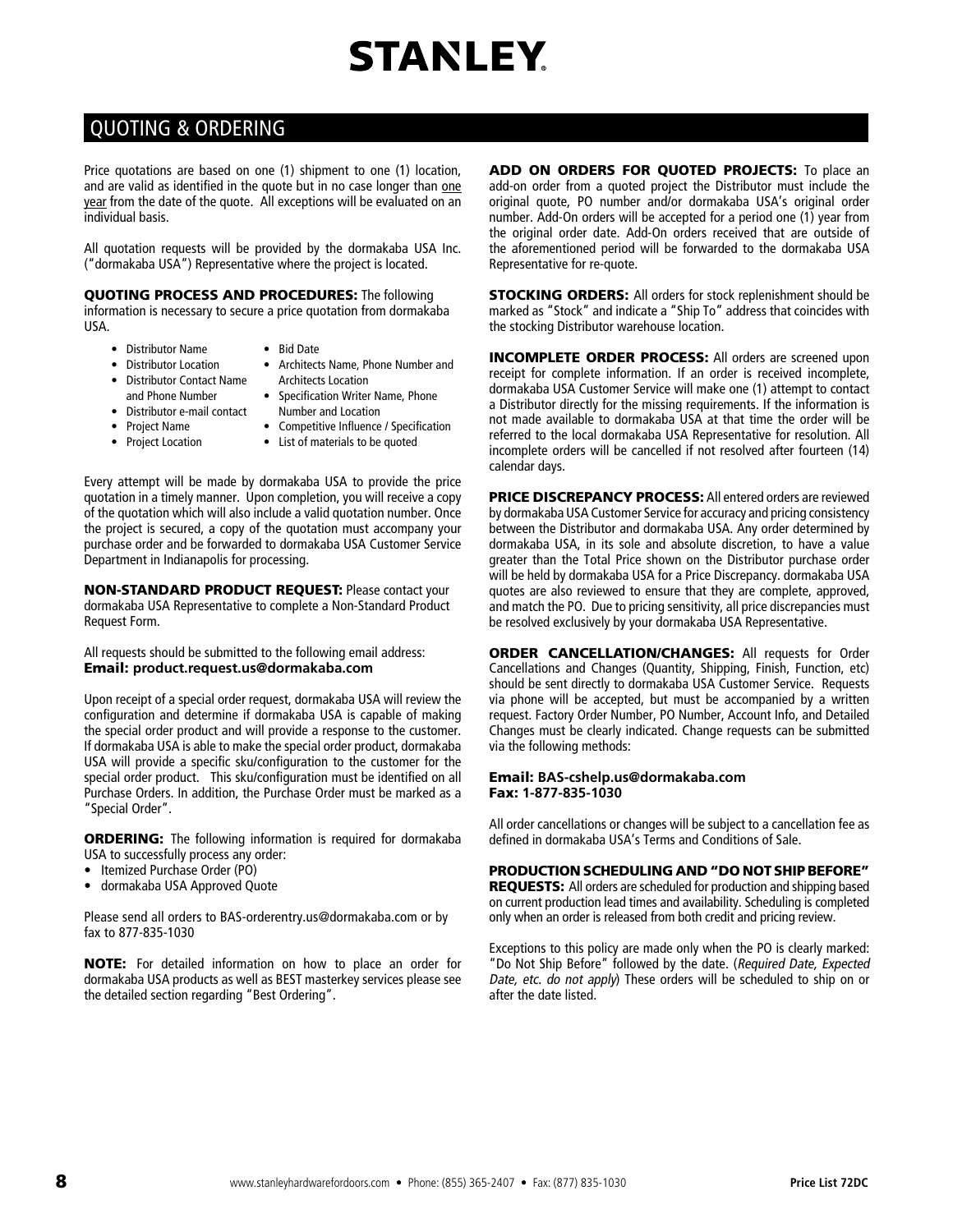## QUOTING & ORDERING

Price quotations are based on one (1) shipment to one (1) location, and are valid as identified in the quote but in no case longer than one year from the date of the quote. All exceptions will be evaluated on an individual basis.

All quotation requests will be provided by the dormakaba USA Inc. ("dormakaba USA") Representative where the project is located.

**QUOTING PROCESS AND PROCEDURES:** The following information is necessary to secure a price quotation from dormakaba USA.

- Distributor Name
- Distributor Location
- Distributor Contact Name and Phone Number
- Distributor e-mail contact
- Project Name
- Project Location
- Bid Date
- Architects Name, Phone Number and Architects Location
- Specification Writer Name, Phone Number and Location
- Competitive Influence / Specification
- List of materials to be quoted

Every attempt will be made by dormakaba USA to provide the price quotation in a timely manner. Upon completion, you will receive a copy of the quotation which will also include a valid quotation number. Once the project is secured, a copy of the quotation must accompany your purchase order and be forwarded to dormakaba USA Customer Service Department in Indianapolis for processing.

**NON-STANDARD PRODUCT REQUEST:** Please contact your dormakaba USA Representative to complete a Non-Standard Product Request Form.

All requests should be submitted to the following email address:
**Email: product.request.us@dormakaba.com**

Upon receipt of a special order request, dormakaba USA will review the configuration and determine if dormakaba USA is capable of making the special order product and will provide a response to the customer. If dormakaba USA is able to make the special order product, dormakaba USA will provide a specific sku/configuration to the customer for the special order product. This sku/configuration must be identified on all Purchase Orders. In addition, the Purchase Order must be marked as a "Special Order".

**ORDERING:** The following information is required for dormakaba USA to successfully process any order:

- Itemized Purchase Order (PO)
- dormakaba USA Approved Quote

Please send all orders to BAS-orderentry.us@dormakaba.com or by fax to 877-835-1030

**NOTE:** For detailed information on how to place an order for dormakaba USA products as well as BEST masterkey services please see the detailed section regarding "Best Ordering".

**ADD ON ORDERS FOR QUOTED PROJECTS:** To place an add-on order from a quoted project the Distributor must include the original quote, PO number and/or dormakaba USA's original order number. Add-On orders will be accepted for a period one (1) year from the original order date. Add-On orders received that are outside of the aforementioned period will be forwarded to the dormakaba USA Representative for re-quote.

**STOCKING ORDERS:** All orders for stock replenishment should be marked as "Stock" and indicate a "Ship To" address that coincides with the stocking Distributor warehouse location.

**INCOMPLETE ORDER PROCESS:** All orders are screened upon receipt for complete information. If an order is received incomplete, dormakaba USA Customer Service will make one (1) attempt to contact a Distributor directly for the missing requirements. If the information is not made available to dormakaba USA at that time the order will be referred to the local dormakaba USA Representative for resolution. All incomplete orders will be cancelled if not resolved after fourteen (14) calendar days.

**PRICE DISCREPANCY PROCESS:** All entered orders are reviewed by dormakaba USA Customer Service for accuracy and pricing consistency between the Distributor and dormakaba USA. Any order determined by dormakaba USA, in its sole and absolute discretion, to have a value greater than the Total Price shown on the Distributor purchase order will be held by dormakaba USA for a Price Discrepancy. dormakaba USA quotes are also reviewed to ensure that they are complete, approved, and match the PO. Due to pricing sensitivity, all price discrepancies must be resolved exclusively by your dormakaba USA Representative.

**ORDER CANCELLATION/CHANGES:** All requests for Order Cancellations and Changes (Quantity, Shipping, Finish, Function, etc) should be sent directly to dormakaba USA Customer Service. Requests via phone will be accepted, but must be accompanied by a written request. Factory Order Number, PO Number, Account Info, and Detailed Changes must be clearly indicated. Change requests can be submitted via the following methods:

**Email: BAS-cshelp.us@dormakaba.com**
**Fax: 1-877-835-1030**

All order cancellations or changes will be subject to a cancellation fee as defined in dormakaba USA's Terms and Conditions of Sale.

**PRODUCTION SCHEDULING AND "DO NOT SHIP BEFORE" REQUESTS:** All orders are scheduled for production and shipping based on current production lead times and availability. Scheduling is completed only when an order is released from both credit and pricing review.

Exceptions to this policy are made only when the PO is clearly marked: "Do Not Ship Before" followed by the date. (*Required Date, Expected Date, etc. do not apply*) These orders will be scheduled to ship on or after the date listed.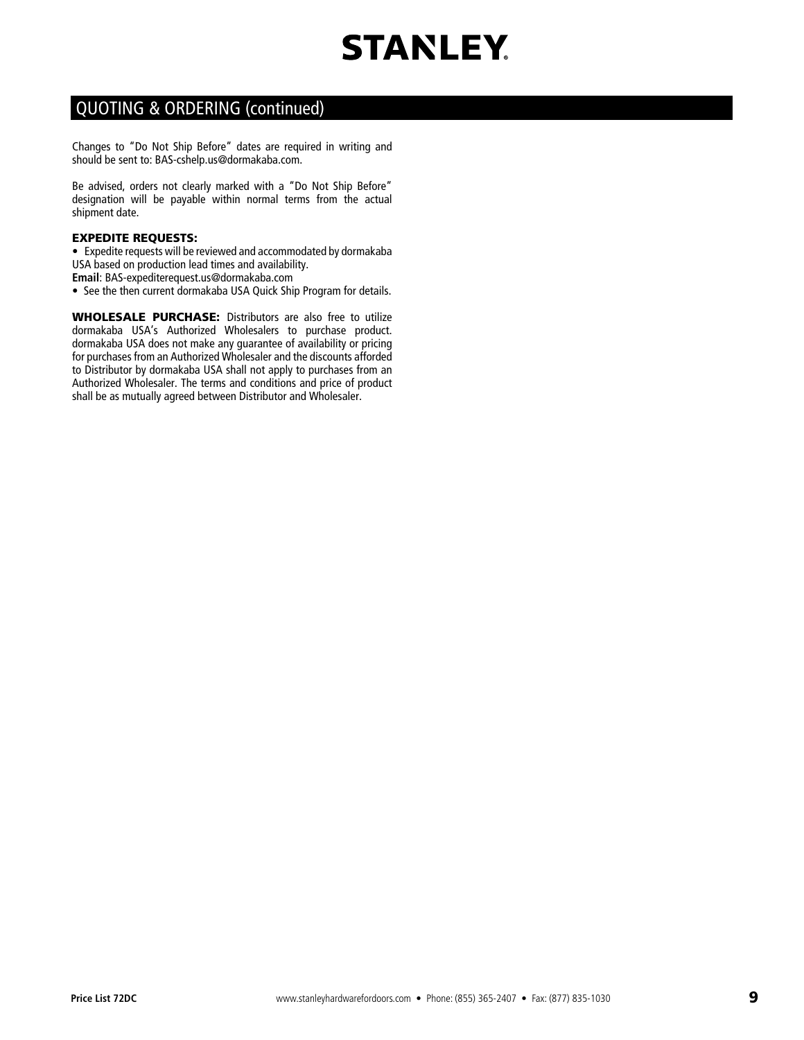## QUOTING & ORDERING (continued)

Changes to "Do Not Ship Before" dates are required in writing and should be sent to: BAS-cshelp.us@dormakaba.com.

Be advised, orders not clearly marked with a "Do Not Ship Before" designation will be payable within normal terms from the actual shipment date.

**EXPEDITE REQUESTS:**

- Expedite requests will be reviewed and accommodated by dormakaba USA based on production lead times and availability.

**Email**: BAS-expediterequest.us@dormakaba.com

- See the then current dormakaba USA Quick Ship Program for details.

**WHOLESALE PURCHASE:** Distributors are also free to utilize dormakaba USA's Authorized Wholesalers to purchase product. dormakaba USA does not make any guarantee of availability or pricing for purchases from an Authorized Wholesaler and the discounts afforded to Distributor by dormakaba USA shall not apply to purchases from an Authorized Wholesaler. The terms and conditions and price of product shall be as mutually agreed between Distributor and Wholesaler.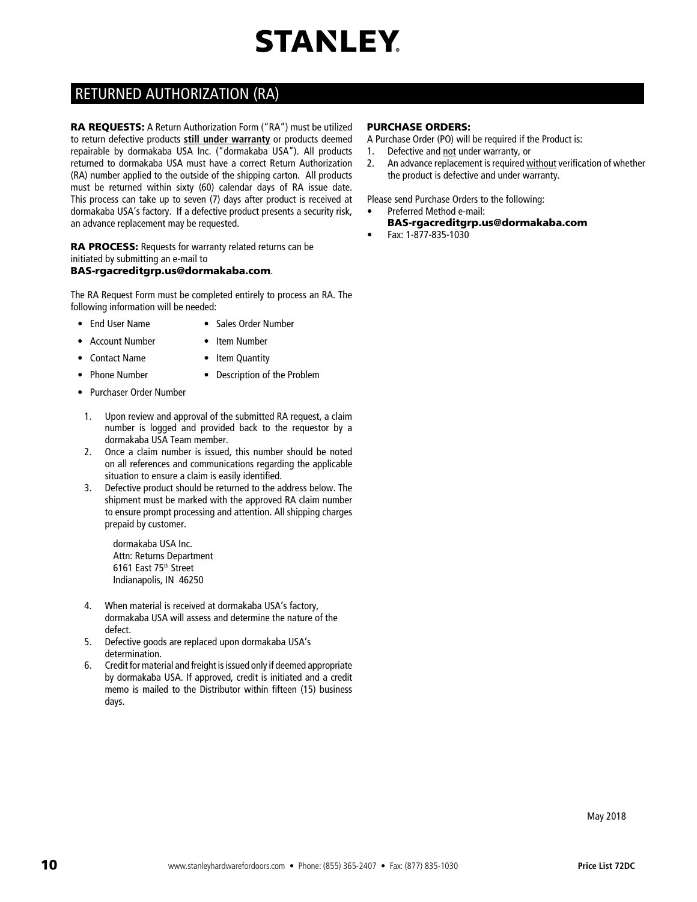## RETURNED AUTHORIZATION (RA)

**RA REQUESTS:** A Return Authorization Form ("RA") must be utilized to return defective products **still under warranty** or products deemed repairable by dormakaba USA Inc. ("dormakaba USA"). All products returned to dormakaba USA must have a correct Return Authorization (RA) number applied to the outside of the shipping carton. All products must be returned within sixty (60) calendar days of RA issue date. This process can take up to seven (7) days after product is received at dormakaba USA's factory. If a defective product presents a security risk, an advance replacement may be requested.

**RA PROCESS:** Requests for warranty related returns can be initiated by submitting an e-mail to **BAS-rgacreditgrp.us@dormakaba.com**.

The RA Request Form must be completed entirely to process an RA. The following information will be needed:

- End User Name
- Account Number
- Contact Name
- Phone Number
- Purchaser Order Number
- Sales Order Number
- Item Number
- Item Quantity
- Description of the Problem

1. Upon review and approval of the submitted RA request, a claim number is logged and provided back to the requestor by a dormakaba USA Team member.
2. Once a claim number is issued, this number should be noted on all references and communications regarding the applicable situation to ensure a claim is easily identified.
3. Defective product should be returned to the address below. The shipment must be marked with the approved RA claim number to ensure prompt processing and attention. All shipping charges prepaid by customer.

   dormakaba USA Inc.
   Attn: Returns Department
   6161 East 75th Street
   Indianapolis, IN 46250

4. When material is received at dormakaba USA's factory, dormakaba USA will assess and determine the nature of the defect.
5. Defective goods are replaced upon dormakaba USA's determination.
6. Credit for material and freight is issued only if deemed appropriate by dormakaba USA. If approved, credit is initiated and a credit memo is mailed to the Distributor within fifteen (15) business days.

**PURCHASE ORDERS:**

A Purchase Order (PO) will be required if the Product is:

1. Defective and not under warranty, or
2. An advance replacement is required without verification of whether the product is defective and under warranty.

Please send Purchase Orders to the following:

- Preferred Method e-mail: **BAS-rgacreditgrp.us@dormakaba.com**
- Fax: 1-877-835-1030

May 2018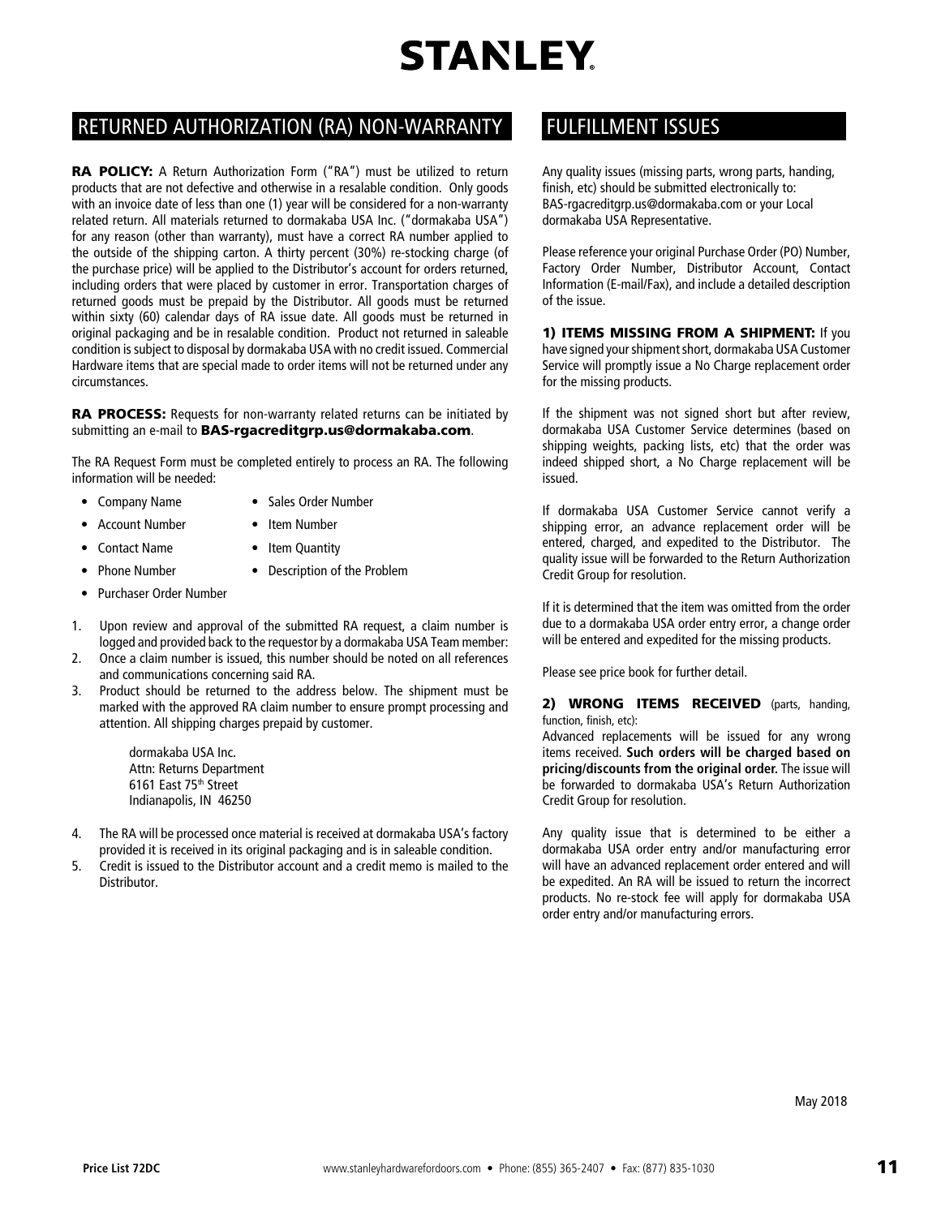## RETURNED AUTHORIZATION (RA) NON-WARRANTY

**RA POLICY:** A Return Authorization Form ("RA") must be utilized to return products that are not defective and otherwise in a resalable condition. Only goods with an invoice date of less than one (1) year will be considered for a non-warranty related return. All materials returned to dormakaba USA Inc. ("dormakaba USA") for any reason (other than warranty), must have a correct RA number applied to the outside of the shipping carton. A thirty percent (30%) re-stocking charge (of the purchase price) will be applied to the Distributor's account for orders returned, including orders that were placed by customer in error. Transportation charges of returned goods must be prepaid by the Distributor. All goods must be returned within sixty (60) calendar days of RA issue date. All goods must be returned in original packaging and be in resalable condition. Product not returned in saleable condition is subject to disposal by dormakaba USA with no credit issued. Commercial Hardware items that are special made to order items will not be returned under any circumstances.

**RA PROCESS:** Requests for non-warranty related returns can be initiated by submitting an e-mail to **BAS-rgacreditgrp.us@dormakaba.com**.

The RA Request Form must be completed entirely to process an RA. The following information will be needed:

- Company Name
- Account Number
- Contact Name
- Phone Number
- Purchaser Order Number
- Sales Order Number
- Item Number
- Item Quantity
- Description of the Problem

1. Upon review and approval of the submitted RA request, a claim number is logged and provided back to the requestor by a dormakaba USA Team member:
2. Once a claim number is issued, this number should be noted on all references and communications concerning said RA.
3. Product should be returned to the address below. The shipment must be marked with the approved RA claim number to ensure prompt processing and attention. All shipping charges prepaid by customer.

   dormakaba USA Inc.
   Attn: Returns Department
   6161 East 75th Street
   Indianapolis, IN 46250

4. The RA will be processed once material is received at dormakaba USA's factory provided it is received in its original packaging and is in saleable condition.
5. Credit is issued to the Distributor account and a credit memo is mailed to the Distributor.

## FULFILLMENT ISSUES

Any quality issues (missing parts, wrong parts, handing, finish, etc) should be submitted electronically to: BAS-rgacreditgrp.us@dormakaba.com or your Local dormakaba USA Representative.

Please reference your original Purchase Order (PO) Number, Factory Order Number, Distributor Account, Contact Information (E-mail/Fax), and include a detailed description of the issue.

**1) ITEMS MISSING FROM A SHIPMENT:** If you have signed your shipment short, dormakaba USA Customer Service will promptly issue a No Charge replacement order for the missing products.

If the shipment was not signed short but after review, dormakaba USA Customer Service determines (based on shipping weights, packing lists, etc) that the order was indeed shipped short, a No Charge replacement will be issued.

If dormakaba USA Customer Service cannot verify a shipping error, an advance replacement order will be entered, charged, and expedited to the Distributor. The quality issue will be forwarded to the Return Authorization Credit Group for resolution.

If it is determined that the item was omitted from the order due to a dormakaba USA order entry error, a change order will be entered and expedited for the missing products.

Please see price book for further detail.

**2) WRONG ITEMS RECEIVED** (parts, handing, function, finish, etc):
Advanced replacements will be issued for any wrong items received. **Such orders will be charged based on pricing/discounts from the original order.** The issue will be forwarded to dormakaba USA's Return Authorization Credit Group for resolution.

Any quality issue that is determined to be either a dormakaba USA order entry and/or manufacturing error will have an advanced replacement order entered and will be expedited. An RA will be issued to return the incorrect products. No re-stock fee will apply for dormakaba USA order entry and/or manufacturing errors.

May 2018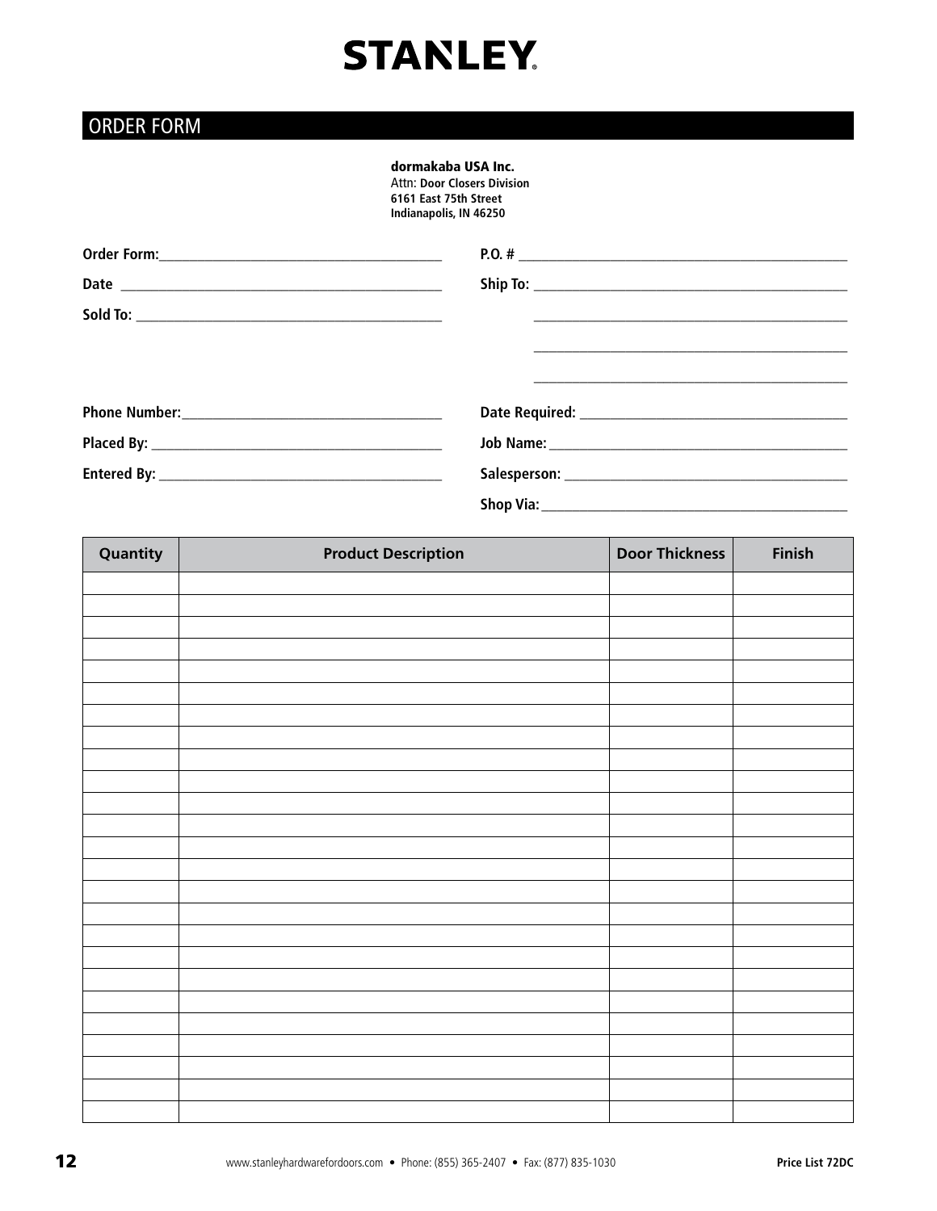# STANLEY

## ORDER FORM

**dormakaba USA Inc.**
Attn: **Door Closers Division**
**6161 East 75th Street**
**Indianapolis, IN 46250**

**Order Form:** ______________________________

**Date** ______________________________

**Sold To:** ______________________________

**Phone Number:** ______________________________

**Placed By:** ______________________________

**Entered By:** ______________________________

**P.O. #** ______________________________

**Ship To:** ______________________________

______________________________

______________________________

______________________________

**Date Required:** ______________________________

**Job Name:** ______________________________

**Salesperson:** ______________________________

**Shop Via:** ______________________________

| Quantity | Product Description | Door Thickness | Finish |
|---|---|---|---|
| | | | |
| | | | |
| | | | |
| | | | |
| | | | |
| | | | |
| | | | |
| | | | |
| | | | |
| | | | |
| | | | |
| | | | |
| | | | |
| | | | |
| | | | |
| | | | |
| | | | |
| | | | |
| | | | |
| | | | |
| | | | |
| | | | |
| | | | |
| | | | |
| | | | |

www.stanleyhardwarefordoors.com • Phone: (855) 365-2407 • Fax: (877) 835-1030

Price List 72DC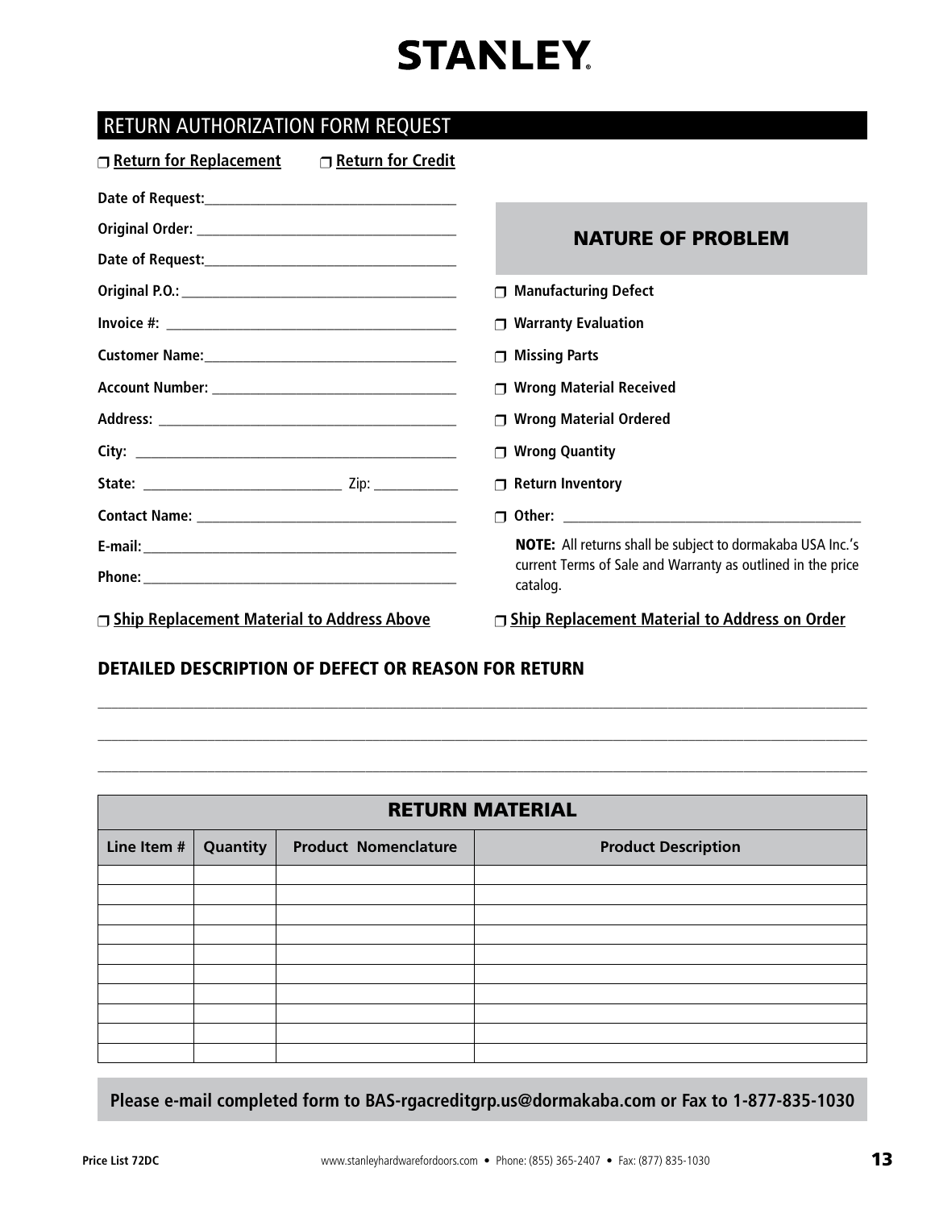# STANLEY

## RETURN AUTHORIZATION FORM REQUEST

☐ **Return for Replacement** ☐ **Return for Credit**

**Date of Request:** ___________________________________

**Original Order:** ___________________________________

**Date of Request:** ___________________________________

**Original P.O.:** ___________________________________

**Invoice #:** ___________________________________

**Customer Name:** ___________________________________

**Account Number:** ___________________________________

**Address:** ___________________________________

**City:** ___________________________________

**State:** ___________________________ Zip: ____________

**Contact Name:** ___________________________________

**E-mail:** ___________________________________

**Phone:** ___________________________________

☐ **Ship Replacement Material to Address Above**

### NATURE OF PROBLEM

☐ **Manufacturing Defect**

☐ **Warranty Evaluation**

☐ **Missing Parts**

☐ **Wrong Material Received**

☐ **Wrong Material Ordered**

☐ **Wrong Quantity**

☐ **Return Inventory**

☐ **Other:** ___________________________________

**NOTE:** All returns shall be subject to dormakaba USA Inc.'s current Terms of Sale and Warranty as outlined in the price catalog.

☐ **Ship Replacement Material to Address on Order**

### DETAILED DESCRIPTION OF DEFECT OR REASON FOR RETURN

_______________________________________________________________________________

_______________________________________________________________________________

_______________________________________________________________________________

### RETURN MATERIAL

| Line Item # | Quantity | Product Nomenclature | Product Description |
|---|---|---|---|
| | | | |
| | | | |
| | | | |
| | | | |
| | | | |
| | | | |
| | | | |
| | | | |
| | | | |
| | | | |

**Please e-mail completed form to BAS-rgacreditgrp.us@dormakaba.com or Fax to 1-877-835-1030**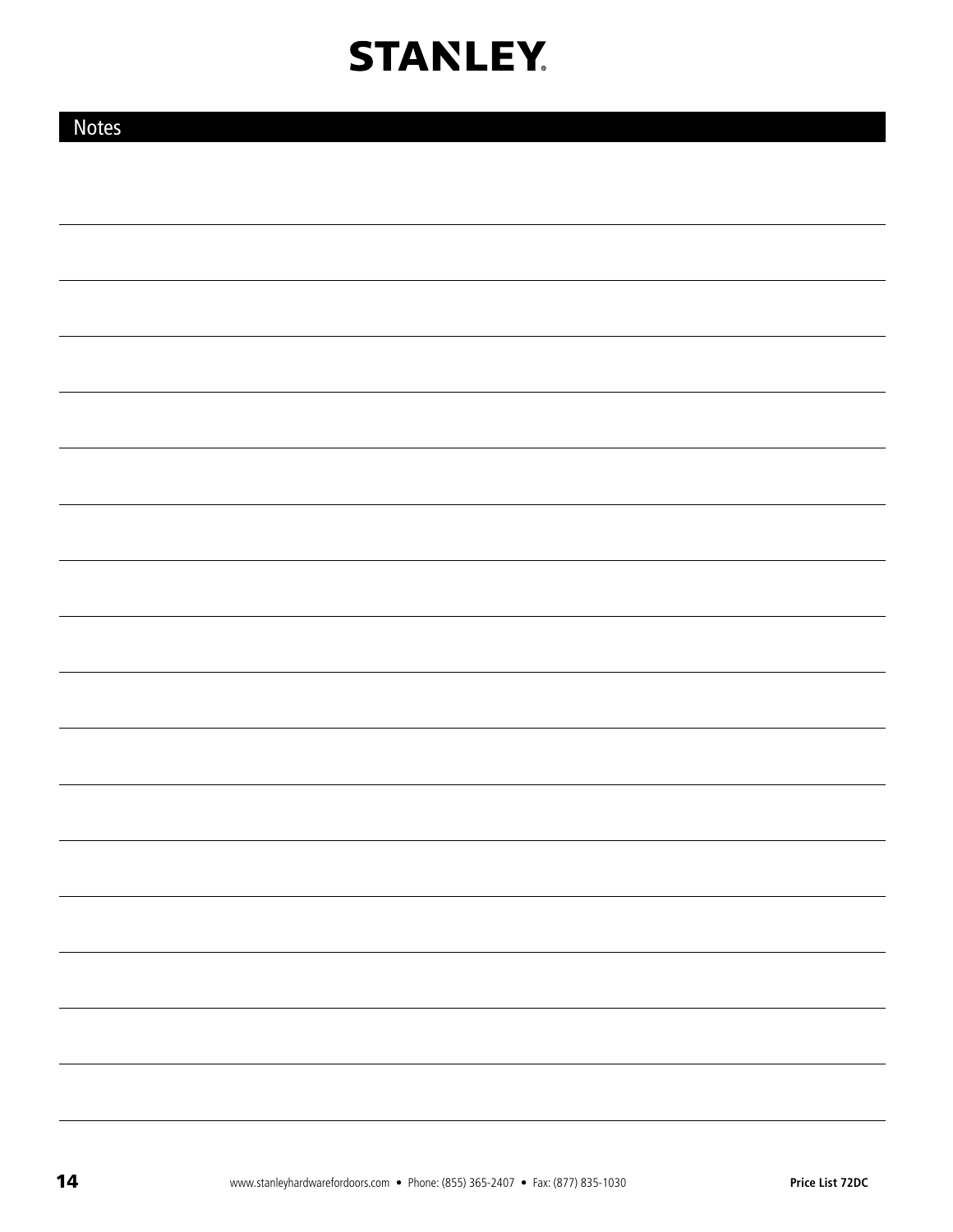## Notes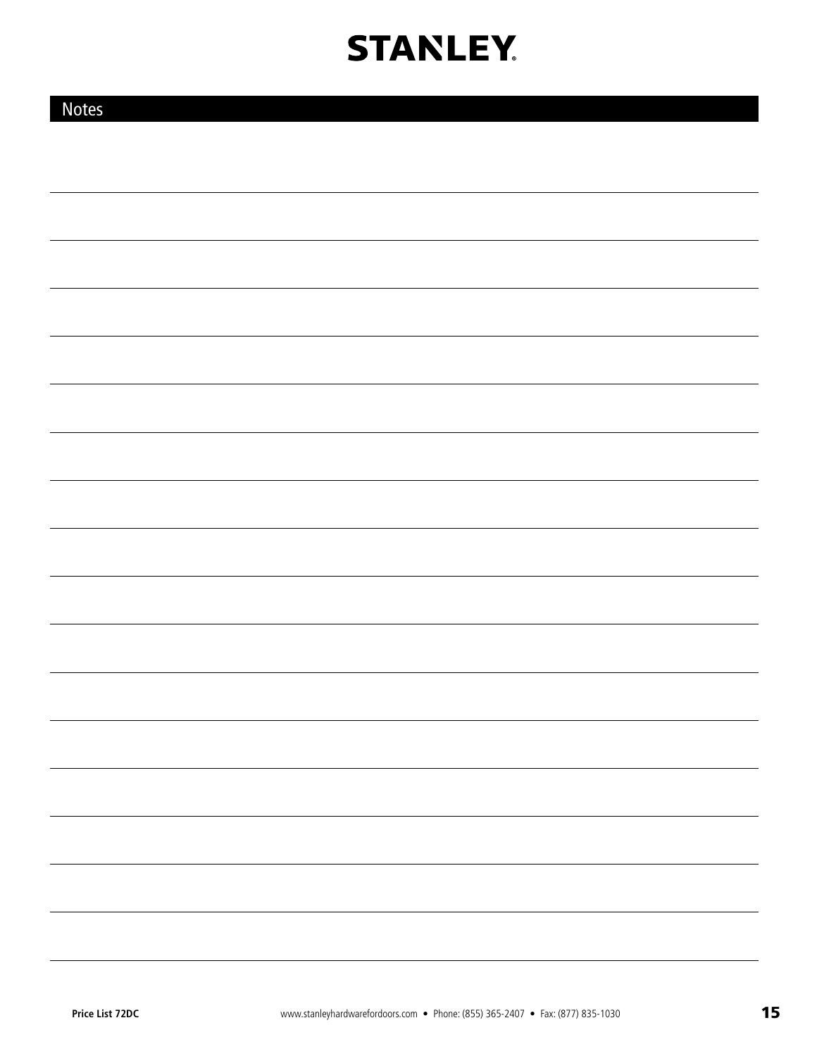## Notes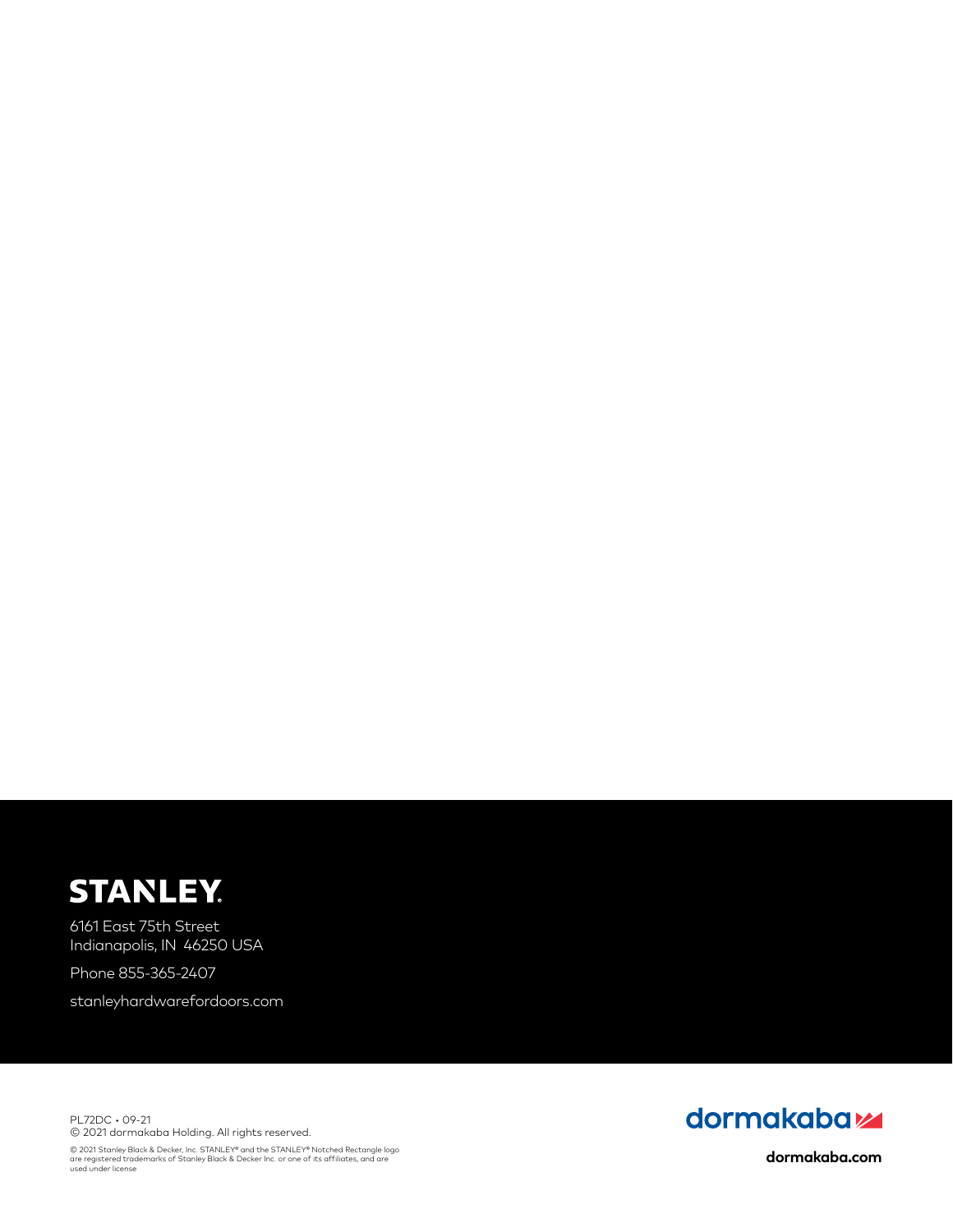**STANLEY**

6161 East 75th Street
Indianapolis, IN 46250 USA

Phone 855-365-2407

stanleyhardwarefordoors.com

PL72DC • 09-21
© 2021 dormakaba Holding. All rights reserved.

© 2021 Stanley Black & Decker, Inc. STANLEY® and the STANLEY® Notched Rectangle logo are registered trademarks of Stanley Black & Decker Inc. or one of its affiliates, and are used under license

**dormakaba**

**dormakaba.com**